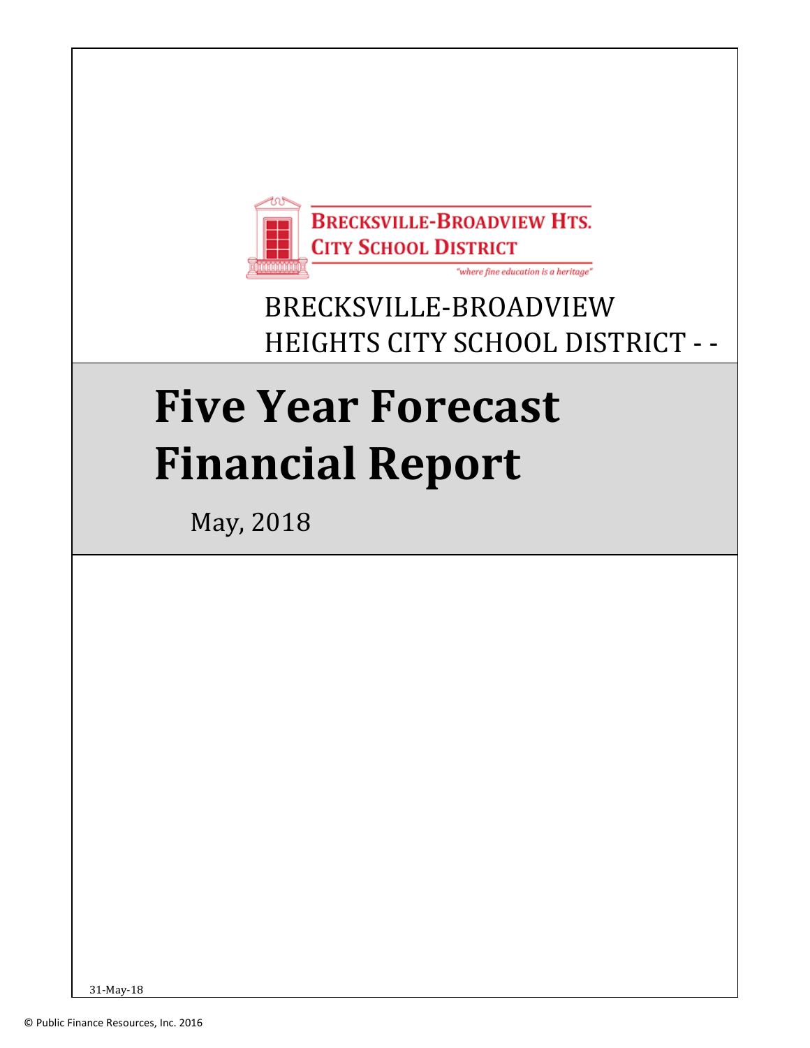BRECKSVILLE-BROADVIEW HTS. CITY SCHOOL DISTRICT

*"where fine education is a heritage"*

BRECKSVILLE-BROADVIEW HEIGHTS CITY SCHOOL DISTRICT - -

# Five Year Forecast Financial Report

May, 2018

31-May-18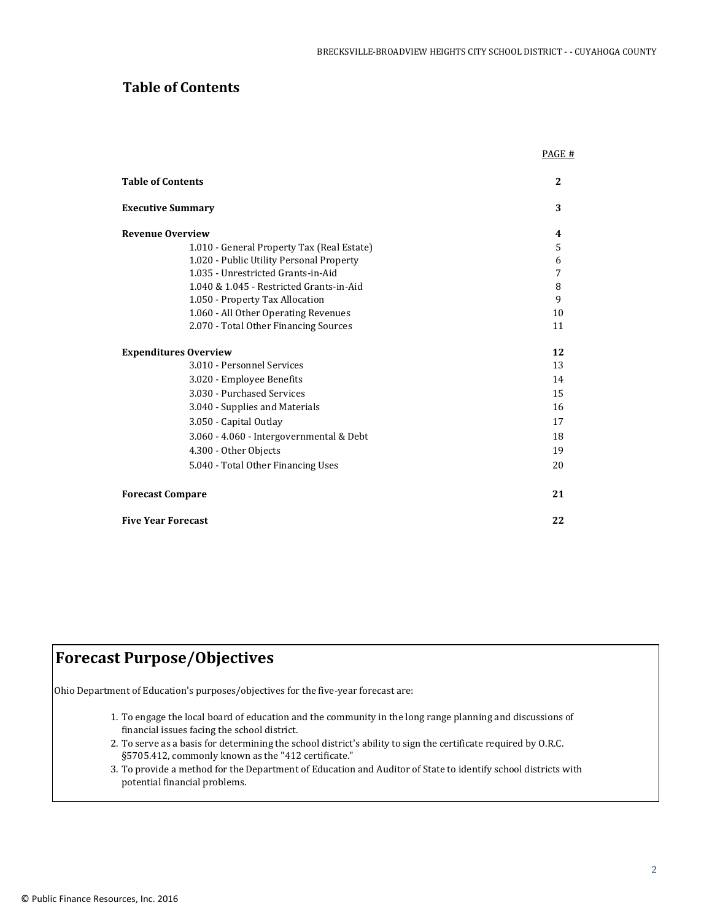# Table of Contents

| | PAGE # |
|---|---|
| **Table of Contents** | **2** |
| **Executive Summary** | **3** |
| **Revenue Overview** | **4** |
| 1.010 - General Property Tax (Real Estate) | 5 |
| 1.020 - Public Utility Personal Property | 6 |
| 1.035 - Unrestricted Grants-in-Aid | 7 |
| 1.040 & 1.045 - Restricted Grants-in-Aid | 8 |
| 1.050 - Property Tax Allocation | 9 |
| 1.060 - All Other Operating Revenues | 10 |
| 2.070 - Total Other Financing Sources | 11 |
| **Expenditures Overview** | **12** |
| 3.010 - Personnel Services | 13 |
| 3.020 - Employee Benefits | 14 |
| 3.030 - Purchased Services | 15 |
| 3.040 - Supplies and Materials | 16 |
| 3.050 - Capital Outlay | 17 |
| 3.060 - 4.060 - Intergovernmental & Debt | 18 |
| 4.300 - Other Objects | 19 |
| 5.040 - Total Other Financing Uses | 20 |
| **Forecast Compare** | **21** |
| **Five Year Forecast** | **22** |

## Forecast Purpose/Objectives

Ohio Department of Education's purposes/objectives for the five-year forecast are:

1. To engage the local board of education and the community in the long range planning and discussions of financial issues facing the school district.
2. To serve as a basis for determining the school district's ability to sign the certificate required by O.R.C. §5705.412, commonly known as the "412 certificate."
3. To provide a method for the Department of Education and Auditor of State to identify school districts with potential financial problems.

© Public Finance Resources, Inc. 2016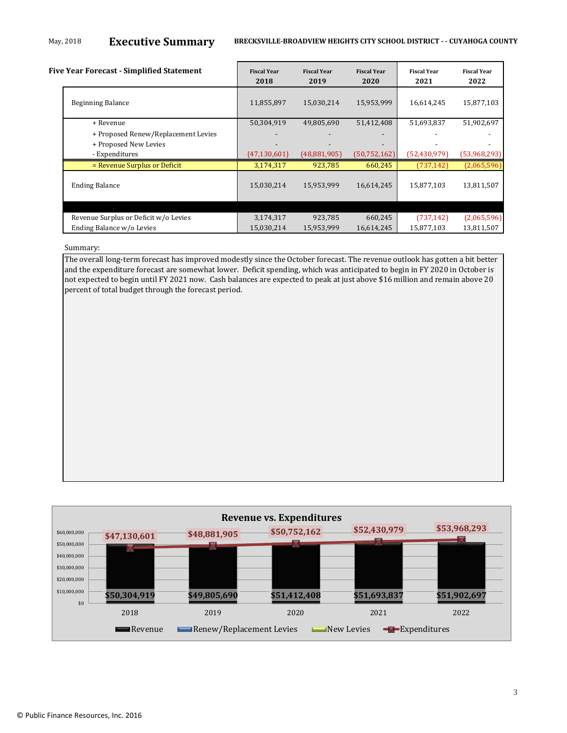May, 2018

# Executive Summary

**BRECKSVILLE-BROADVIEW HEIGHTS CITY SCHOOL DISTRICT - - CUYAHOGA COUNTY**

## Five Year Forecast - Simplified Statement

| | Fiscal Year 2018 | Fiscal Year 2019 | Fiscal Year 2020 | Fiscal Year 2021 | Fiscal Year 2022 |
|---|---|---|---|---|---|
| Beginning Balance | 11,855,897 | 15,030,214 | 15,953,999 | 16,614,245 | 15,877,103 |
| + Revenue | 50,304,919 | 49,805,690 | 51,412,408 | 51,693,837 | 51,902,697 |
| + Proposed Renew/Replacement Levies | - | - | - | - | - |
| + Proposed New Levies | - | - | - | - | - |
| - Expenditures | (47,130,601) | (48,881,905) | (50,752,162) | (52,430,979) | (53,968,293) |
| = Revenue Surplus or Deficit | 3,174,317 | 923,785 | 660,245 | (737,142) | (2,065,596) |
| Ending Balance | 15,030,214 | 15,953,999 | 16,614,245 | 15,877,103 | 13,811,507 |
| | | | | | |
| Revenue Surplus or Deficit w/o Levies | 3,174,317 | 923,785 | 660,245 | (737,142) | (2,065,596) |
| Ending Balance w/o Levies | 15,030,214 | 15,953,999 | 16,614,245 | 15,877,103 | 13,811,507 |

Summary:

The overall long-term forecast has improved modestly since the October forecast. The revenue outlook has gotten a bit better and the expenditure forecast are somewhat lower. Deficit spending, which was anticipated to begin in FY 2020 in October is not expected to begin until FY 2021 now. Cash balances are expected to peak at just above $16 million and remain above 20 percent of total budget through the forecast period.

**Revenue vs. Expenditures**

| | 2018 | 2019 | 2020 | 2021 | 2022 |
|---|---|---|---|---|---|
| Revenue | $50,304,919 | $49,805,690 | $51,412,408 | $51,693,837 | $51,902,697 |
| Expenditures | $47,130,601 | $48,881,905 | $50,752,162 | $52,430,979 | $53,968,293 |

Legend: Revenue, Renew/Replacement Levies, New Levies, Expenditures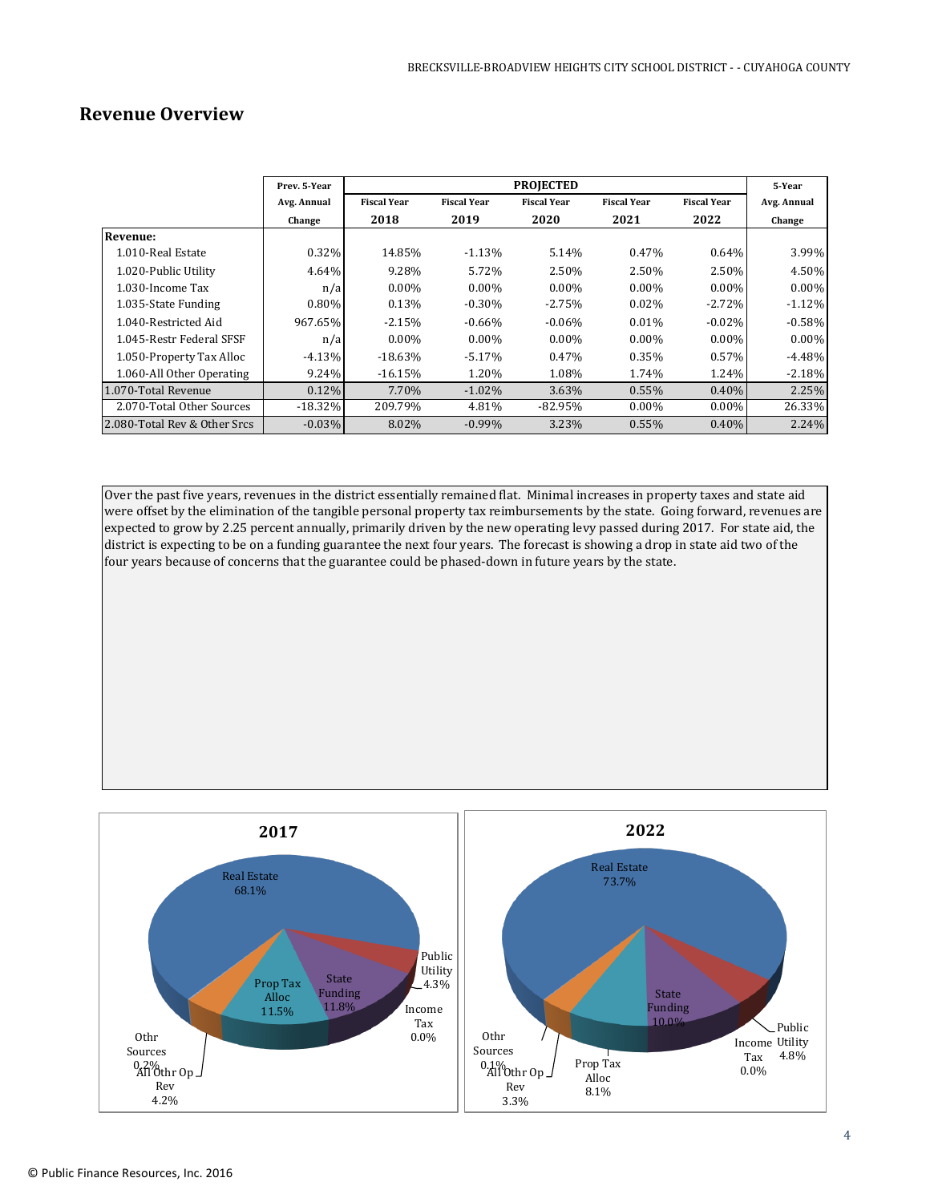## Revenue Overview

| | Prev. 5-Year Avg. Annual Change | PROJECTED | | | | | 5-Year Avg. Annual Change |
|---|---|---|---|---|---|---|---|
| | | Fiscal Year 2018 | Fiscal Year 2019 | Fiscal Year 2020 | Fiscal Year 2021 | Fiscal Year 2022 | |
| **Revenue:** | | | | | | | |
| 1.010-Real Estate | 0.32% | 14.85% | -1.13% | 5.14% | 0.47% | 0.64% | 3.99% |
| 1.020-Public Utility | 4.64% | 9.28% | 5.72% | 2.50% | 2.50% | 2.50% | 4.50% |
| 1.030-Income Tax | n/a | 0.00% | 0.00% | 0.00% | 0.00% | 0.00% | 0.00% |
| 1.035-State Funding | 0.80% | 0.13% | -0.30% | -2.75% | 0.02% | -2.72% | -1.12% |
| 1.040-Restricted Aid | 967.65% | -2.15% | -0.66% | -0.06% | 0.01% | -0.02% | -0.58% |
| 1.045-Restr Federal SFSF | n/a | 0.00% | 0.00% | 0.00% | 0.00% | 0.00% | 0.00% |
| 1.050-Property Tax Alloc | -4.13% | -18.63% | -5.17% | 0.47% | 0.35% | 0.57% | -4.48% |
| 1.060-All Other Operating | 9.24% | -16.15% | 1.20% | 1.08% | 1.74% | 1.24% | -2.18% |
| 1.070-Total Revenue | 0.12% | 7.70% | -1.02% | 3.63% | 0.55% | 0.40% | 2.25% |
| 2.070-Total Other Sources | -18.32% | 209.79% | 4.81% | -82.95% | 0.00% | 0.00% | 26.33% |
| 2.080-Total Rev & Other Srcs | -0.03% | 8.02% | -0.99% | 3.23% | 0.55% | 0.40% | 2.24% |

Over the past five years, revenues in the district essentially remained flat. Minimal increases in property taxes and state aid were offset by the elimination of the tangible personal property tax reimbursements by the state. Going forward, revenues are expected to grow by 2.25 percent annually, primarily driven by the new operating levy passed during 2017. For state aid, the district is expecting to be on a funding guarantee the next four years. The forecast is showing a drop in state aid two of the four years because of concerns that the guarantee could be phased-down in future years by the state.

**2017**

| Category | Share |
|---|---|
| Real Estate | 68.1% |
| Public Utility | 4.3% |
| Income Tax | 0.0% |
| State Funding | 11.8% |
| Prop Tax Alloc | 11.5% |
| All Othr Op Rev | 4.2% |
| Othr Sources | 0.2% |

**2022**

| Category | Share |
|---|---|
| Real Estate | 73.7% |
| Public Utility | 4.8% |
| Income Tax | 0.0% |
| State Funding | 10.0% |
| Prop Tax Alloc | 8.1% |
| All Othr Op Rev | 3.3% |
| Othr Sources | 0.1% |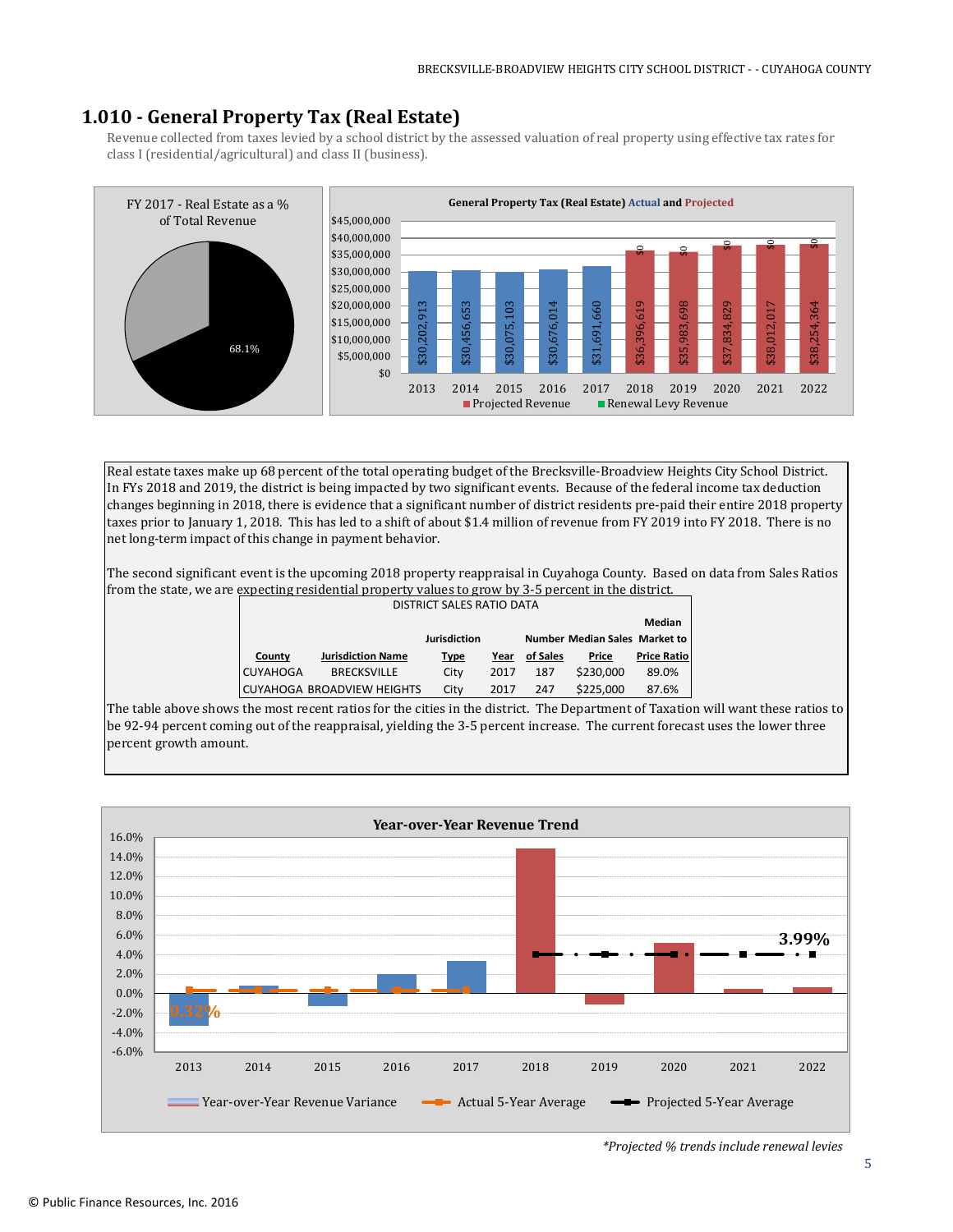# 1.010 - General Property Tax (Real Estate)

Revenue collected from taxes levied by a school district by the assessed valuation of real property using effective tax rates for class I (residential/agricultural) and class II (business).

FY 2017 - Real Estate as a % of Total Revenue

68.1%

General Property Tax (Real Estate) Actual and Projected

| Year | Revenue | Renewal Levy Revenue |
|---|---|---|
| 2013 | $30,202,913 | |
| 2014 | $30,456,653 | |
| 2015 | $30,075,103 | |
| 2016 | $30,676,014 | |
| 2017 | $31,691,660 | |
| 2018 | $36,396,619 | $0 |
| 2019 | $35,983,698 | $0 |
| 2020 | $37,834,829 | $0 |
| 2021 | $38,012,017 | $0 |
| 2022 | $38,254,364 | $0 |

Projected Revenue    Renewal Levy Revenue

Real estate taxes make up 68 percent of the total operating budget of the Brecksville-Broadview Heights City School District. In FYs 2018 and 2019, the district is being impacted by two significant events. Because of the federal income tax deduction changes beginning in 2018, there is evidence that a significant number of district residents pre-paid their entire 2018 property taxes prior to January 1, 2018. This has led to a shift of about $1.4 million of revenue from FY 2019 into FY 2018. There is no net long-term impact of this change in payment behavior.

The second significant event is the upcoming 2018 property reappraisal in Cuyahoga County. Based on data from Sales Ratios from the state, we are expecting residential property values to grow by 3-5 percent in the district.

DISTRICT SALES RATIO DATA

| County | Jurisdiction Name | Jurisdiction Type | Year | Number of Sales | Median Sales Price | Median Market to Price Ratio |
|---|---|---|---|---|---|---|
| CUYAHOGA | BRECKSVILLE | City | 2017 | 187 | $230,000 | 89.0% |
| CUYAHOGA | BROADVIEW HEIGHTS | City | 2017 | 247 | $225,000 | 87.6% |

The table above shows the most recent ratios for the cities in the district. The Department of Taxation will want these ratios to be 92-94 percent coming out of the reappraisal, yielding the 3-5 percent increase. The current forecast uses the lower three percent growth amount.

Year-over-Year Revenue Trend

Actual 5-Year Average: 0.32%

Projected 5-Year Average: 3.99%

Year-over-Year Revenue Variance    Actual 5-Year Average    Projected 5-Year Average

*Projected % trends include renewal levies*

© Public Finance Resources, Inc. 2016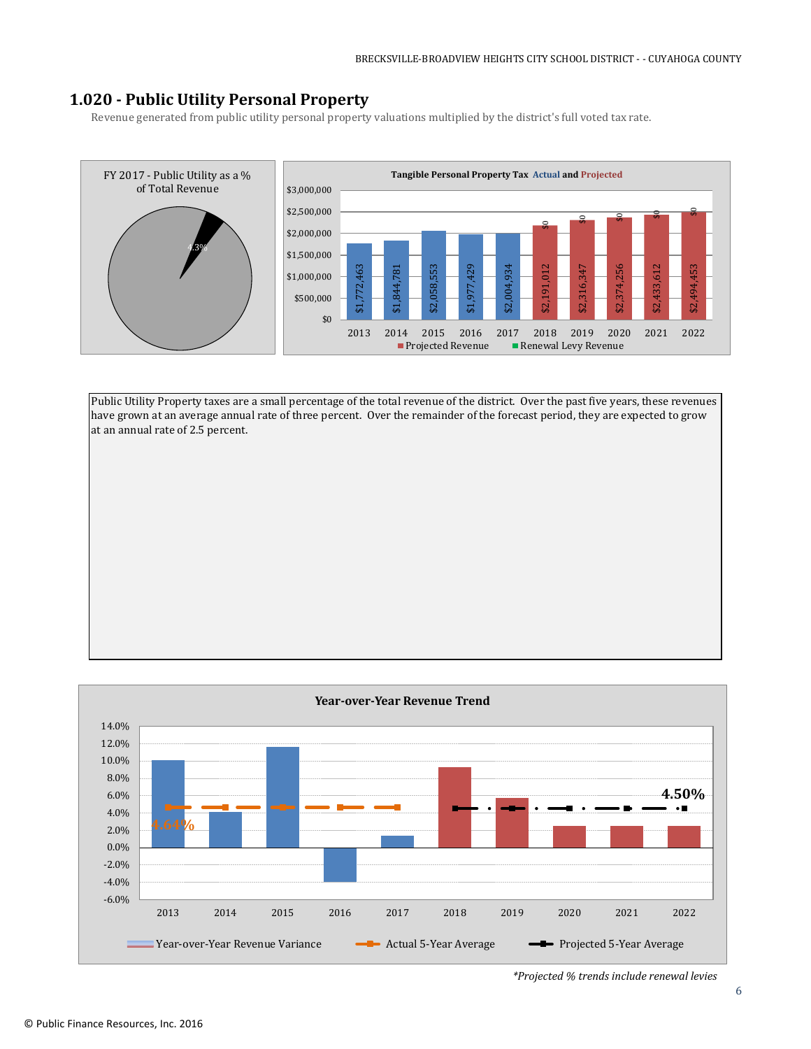# 1.020 - Public Utility Personal Property

Revenue generated from public utility personal property valuations multiplied by the district's full voted tax rate.

FY 2017 - Public Utility as a % of Total Revenue

4.3%

Tangible Personal Property Tax Actual and Projected

| Year | Revenue | Renewal Levy Revenue |
|---|---|---|
| 2013 | $1,772,463 | |
| 2014 | $1,844,781 | |
| 2015 | $2,058,553 | |
| 2016 | $1,977,429 | |
| 2017 | $2,004,934 | |
| 2018 | $2,191,012 | $0 |
| 2019 | $2,316,347 | $0 |
| 2020 | $2,374,256 | $0 |
| 2021 | $2,433,612 | $0 |
| 2022 | $2,494,453 | $0 |

Projected Revenue    Renewal Levy Revenue

Public Utility Property taxes are a small percentage of the total revenue of the district. Over the past five years, these revenues have grown at an average annual rate of three percent. Over the remainder of the forecast period, they are expected to grow at an annual rate of 2.5 percent.

Year-over-Year Revenue Trend

Actual 5-Year Average: 4.64%

Projected 5-Year Average: 4.50%

Year-over-Year Revenue Variance    Actual 5-Year Average    Projected 5-Year Average

*Projected % trends include renewal levies*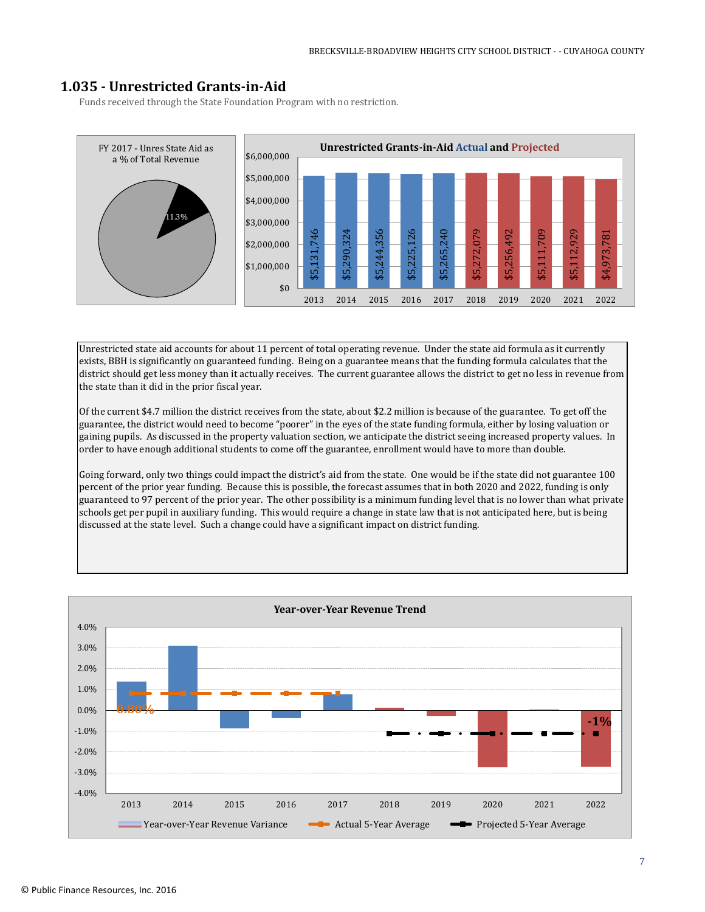## 1.035 - Unrestricted Grants-in-Aid

Funds received through the State Foundation Program with no restriction.

FY 2017 - Unres State Aid as a % of Total Revenue

11.3%

**Unrestricted Grants-in-Aid Actual and Projected**

| Year | Amount | Type |
|---|---|---|
| 2013 | $5,131,746 | Actual |
| 2014 | $5,290,324 | Actual |
| 2015 | $5,244,356 | Actual |
| 2016 | $5,225,126 | Actual |
| 2017 | $5,265,240 | Actual |
| 2018 | $5,272,079 | Projected |
| 2019 | $5,256,492 | Projected |
| 2020 | $5,111,709 | Projected |
| 2021 | $5,112,929 | Projected |
| 2022 | $4,973,781 | Projected |

Unrestricted state aid accounts for about 11 percent of total operating revenue. Under the state aid formula as it currently exists, BBH is significantly on guaranteed funding. Being on a guarantee means that the funding formula calculates that the district should get less money than it actually receives. The current guarantee allows the district to get no less in revenue from the state than it did in the prior fiscal year.

Of the current $4.7 million the district receives from the state, about $2.2 million is because of the guarantee. To get off the guarantee, the district would need to become "poorer" in the eyes of the state funding formula, either by losing valuation or gaining pupils. As discussed in the property valuation section, we anticipate the district seeing increased property values. In order to have enough additional students to come off the guarantee, enrollment would have to more than double.

Going forward, only two things could impact the district's aid from the state. One would be if the state did not guarantee 100 percent of the prior year funding. Because this is possible, the forecast assumes that in both 2020 and 2022, funding is only guaranteed to 97 percent of the prior year. The other possibility is a minimum funding level that is no lower than what private schools get per pupil in auxiliary funding. This would require a change in state law that is not anticipated here, but is being discussed at the state level. Such a change could have a significant impact on district funding.

**Year-over-Year Revenue Trend**

Actual 5-Year Average: 0.80%

Projected 5-Year Average: -1%

Legend: Year-over-Year Revenue Variance; Actual 5-Year Average; Projected 5-Year Average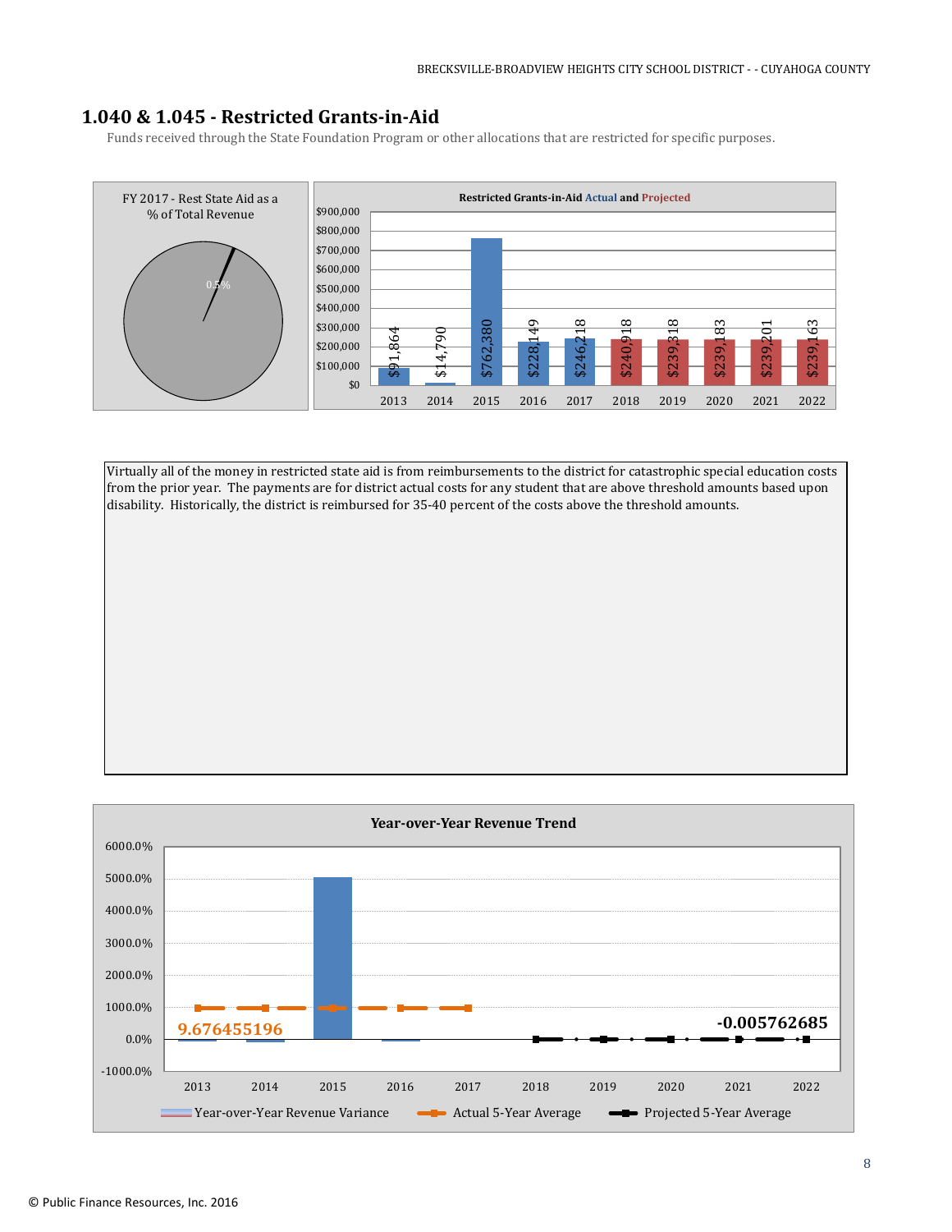## 1.040 & 1.045 - Restricted Grants-in-Aid

Funds received through the State Foundation Program or other allocations that are restricted for specific purposes.

FY 2017 - Rest State Aid as a % of Total Revenue

0.5%

**Restricted Grants-in-Aid Actual and Projected**

| Year | Amount |
| --- | --- |
| 2013 | $91,864 |
| 2014 | $14,790 |
| 2015 | $762,380 |
| 2016 | $228,149 |
| 2017 | $246,218 |
| 2018 | $240,918 |
| 2019 | $239,318 |
| 2020 | $239,183 |
| 2021 | $239,201 |
| 2022 | $239,163 |

Virtually all of the money in restricted state aid is from reimbursements to the district for catastrophic special education costs from the prior year. The payments are for district actual costs for any student that are above threshold amounts based upon disability. Historically, the district is reimbursed for 35-40 percent of the costs above the threshold amounts.

**Year-over-Year Revenue Trend**

Actual 5-Year Average: 9.676455196

Projected 5-Year Average: -0.005762685

Legend: Year-over-Year Revenue Variance; Actual 5-Year Average; Projected 5-Year Average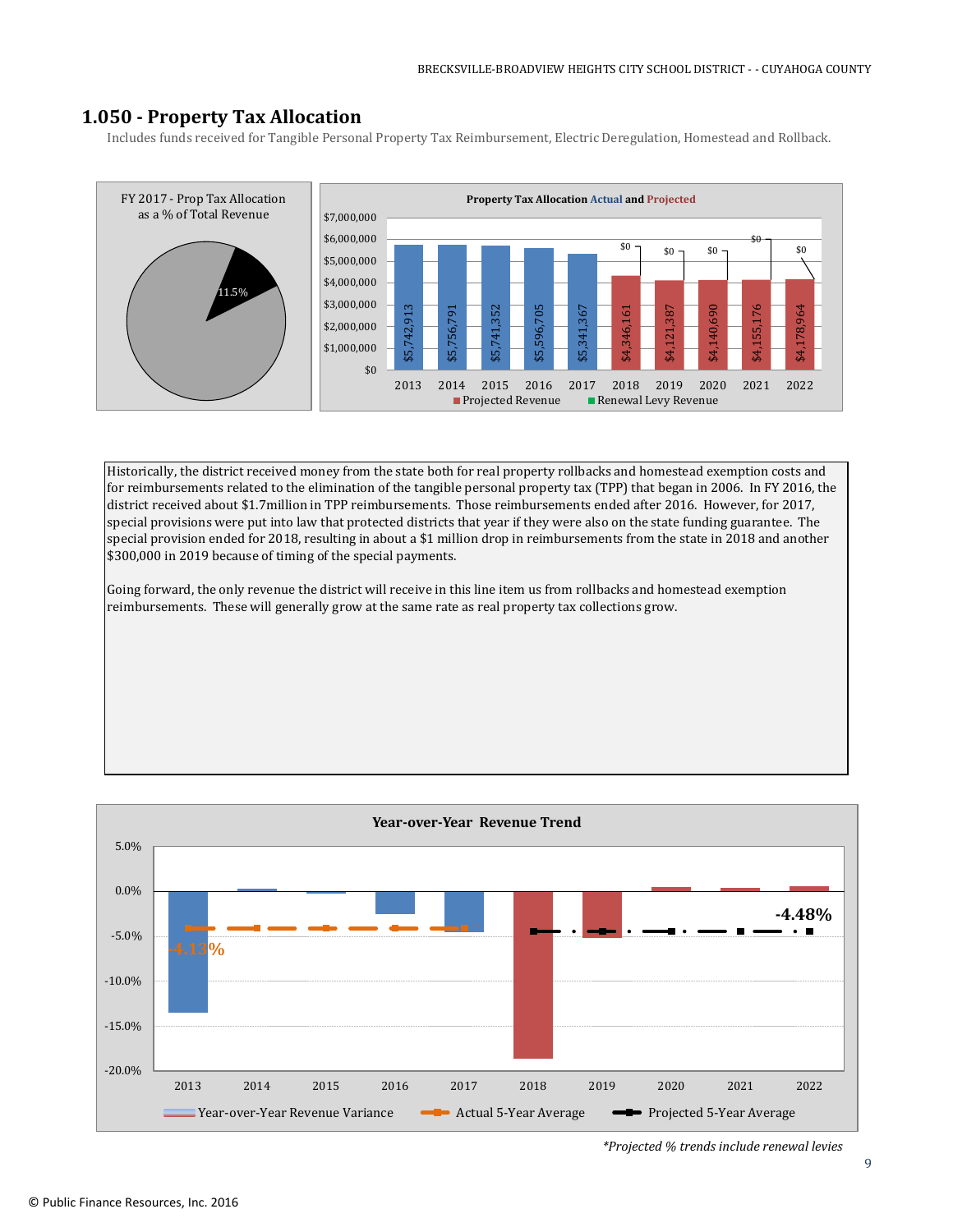## 1.050 - Property Tax Allocation

Includes funds received for Tangible Personal Property Tax Reimbursement, Electric Deregulation, Homestead and Rollback.

FY 2017 - Prop Tax Allocation as a % of Total Revenue

11.5%

**Property Tax Allocation Actual and Projected**

| Year | Amount | Renewal Levy Revenue |
|---|---|---|
| 2013 | $5,742,913 | |
| 2014 | $5,756,791 | |
| 2015 | $5,741,352 | |
| 2016 | $5,596,705 | |
| 2017 | $5,341,367 | |
| 2018 | $4,346,161 | $0 |
| 2019 | $4,121,387 | $0 |
| 2020 | $4,140,690 | $0 |
| 2021 | $4,155,176 | $0 |
| 2022 | $4,178,964 | $0 |

Projected Revenue    Renewal Levy Revenue

Historically, the district received money from the state both for real property rollbacks and homestead exemption costs and for reimbursements related to the elimination of the tangible personal property tax (TPP) that began in 2006. In FY 2016, the district received about $1.7million in TPP reimbursements. Those reimbursements ended after 2016. However, for 2017, special provisions were put into law that protected districts that year if they were also on the state funding guarantee. The special provision ended for 2018, resulting in about a $1 million drop in reimbursements from the state in 2018 and another $300,000 in 2019 because of timing of the special payments.

Going forward, the only revenue the district will receive in this line item us from rollbacks and homestead exemption reimbursements. These will generally grow at the same rate as real property tax collections grow.

**Year-over-Year Revenue Trend**

Actual 5-Year Average: -4.13%

Projected 5-Year Average: -4.48%

Year-over-Year Revenue Variance    Actual 5-Year Average    Projected 5-Year Average

*\*Projected % trends include renewal levies*

© Public Finance Resources, Inc. 2016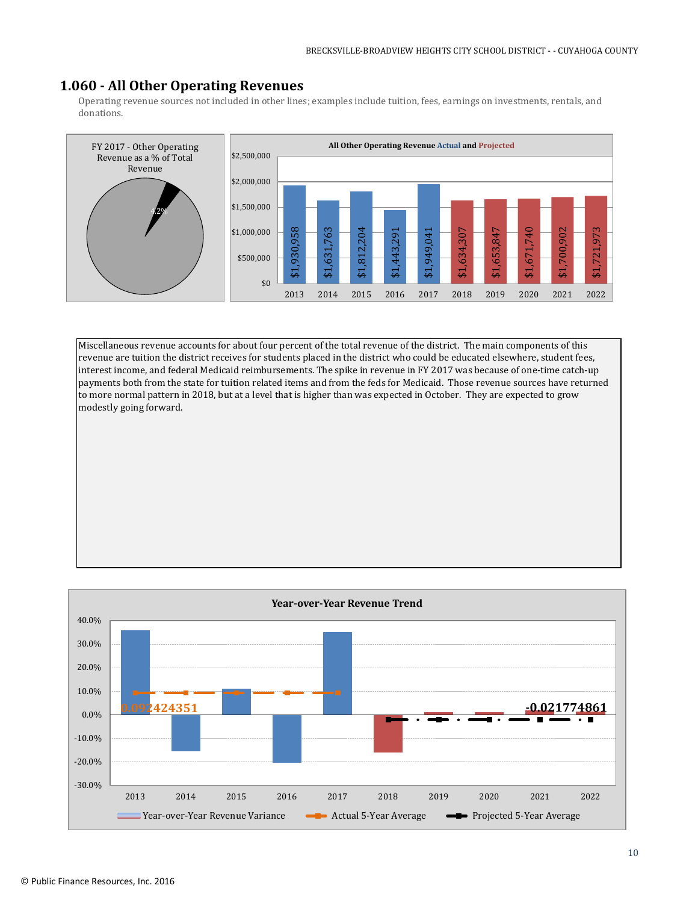## 1.060 - All Other Operating Revenues

Operating revenue sources not included in other lines; examples include tuition, fees, earnings on investments, rentals, and donations.

FY 2017 - Other Operating Revenue as a % of Total Revenue

4.2%

All Other Operating Revenue Actual and Projected

| Year | Amount |
|---|---|
| 2013 | $1,930,958 |
| 2014 | $1,631,763 |
| 2015 | $1,812,204 |
| 2016 | $1,443,291 |
| 2017 | $1,949,041 |
| 2018 | $1,634,307 |
| 2019 | $1,653,847 |
| 2020 | $1,671,740 |
| 2021 | $1,700,902 |
| 2022 | $1,721,973 |

Miscellaneous revenue accounts for about four percent of the total revenue of the district. The main components of this revenue are tuition the district receives for students placed in the district who could be educated elsewhere, student fees, interest income, and federal Medicaid reimbursements. The spike in revenue in FY 2017 was because of one-time catch-up payments both from the state for tuition related items and from the feds for Medicaid. Those revenue sources have returned to more normal pattern in 2018, but at a level that is higher than was expected in October. They are expected to grow modestly going forward.

Year-over-Year Revenue Trend

Actual 5-Year Average: 0.092424351

Projected 5-Year Average: -0.021774861

Legend: Year-over-Year Revenue Variance; Actual 5-Year Average; Projected 5-Year Average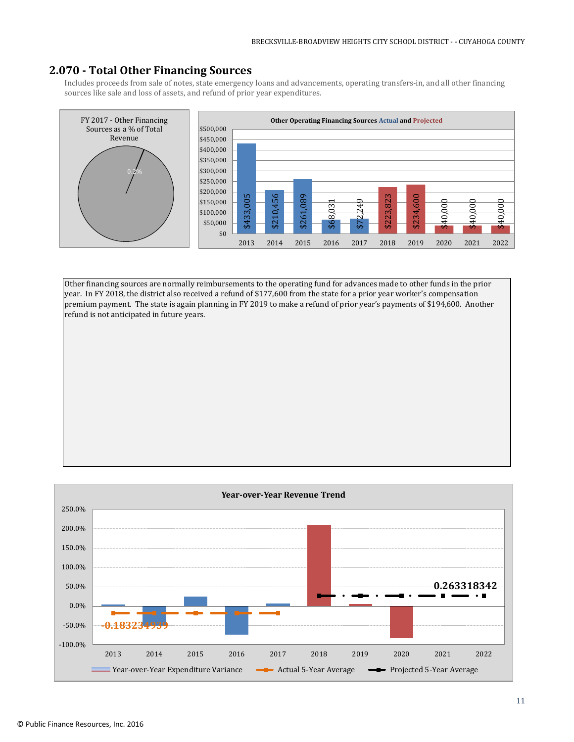## 2.070 - Total Other Financing Sources

Includes proceeds from sale of notes, state emergency loans and advancements, operating transfers-in, and all other financing sources like sale and loss of assets, and refund of prior year expenditures.

FY 2017 - Other Financing Sources as a % of Total Revenue

0.2%

**Other Operating Financing Sources Actual and Projected**

| Year | Amount |
|---|---|
| 2013 | $433,005 |
| 2014 | $210,456 |
| 2015 | $261,089 |
| 2016 | $68,031 |
| 2017 | $72,249 |
| 2018 | $223,823 |
| 2019 | $234,600 |
| 2020 | $40,000 |
| 2021 | $40,000 |
| 2022 | $40,000 |

Other financing sources are normally reimbursements to the operating fund for advances made to other funds in the prior year. In FY 2018, the district also received a refund of $177,600 from the state for a prior year worker's compensation premium payment. The state is again planning in FY 2019 to make a refund of prior year's payments of $194,600. Another refund is not anticipated in future years.

**Year-over-Year Revenue Trend**

Actual 5-Year Average: -0.183234939

Projected 5-Year Average: 0.263318342

Legend: Year-over-Year Expenditure Variance; Actual 5-Year Average; Projected 5-Year Average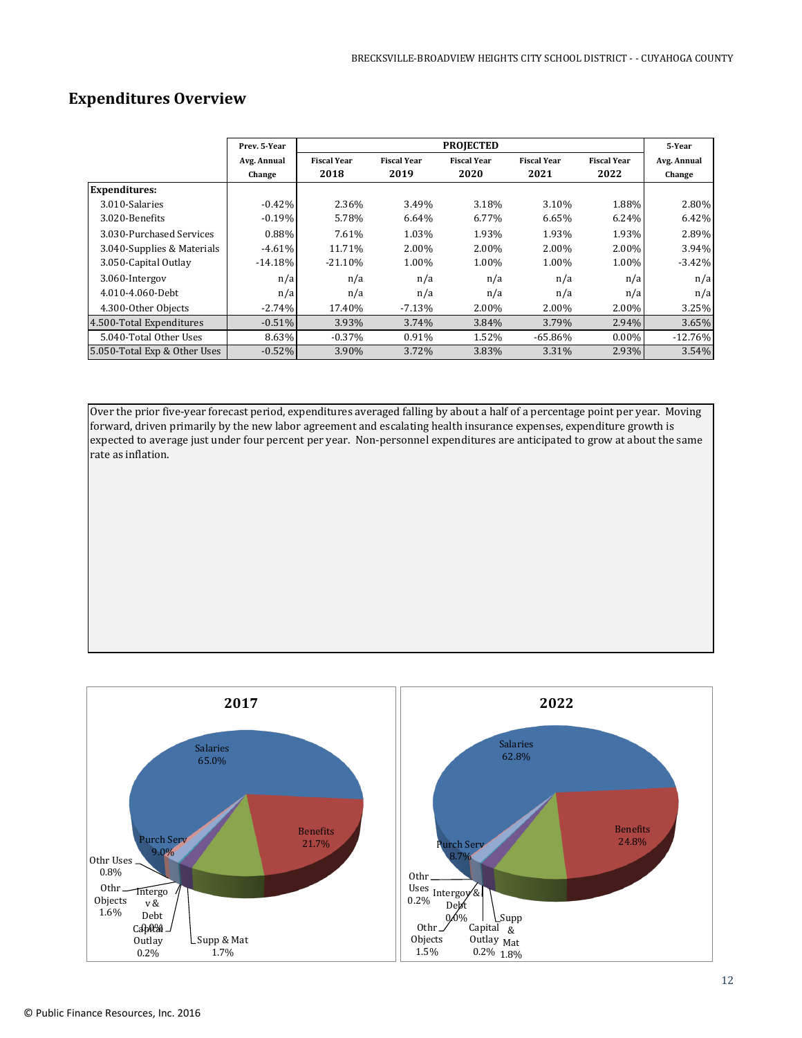## Expenditures Overview

| | Prev. 5-Year Avg. Annual Change | PROJECTED Fiscal Year 2018 | Fiscal Year 2019 | Fiscal Year 2020 | Fiscal Year 2021 | Fiscal Year 2022 | 5-Year Avg. Annual Change |
|---|---|---|---|---|---|---|---|
| **Expenditures:** | | | | | | | |
| 3.010-Salaries | -0.42% | 2.36% | 3.49% | 3.18% | 3.10% | 1.88% | 2.80% |
| 3.020-Benefits | -0.19% | 5.78% | 6.64% | 6.77% | 6.65% | 6.24% | 6.42% |
| 3.030-Purchased Services | 0.88% | 7.61% | 1.03% | 1.93% | 1.93% | 1.93% | 2.89% |
| 3.040-Supplies & Materials | -4.61% | 11.71% | 2.00% | 2.00% | 2.00% | 2.00% | 3.94% |
| 3.050-Capital Outlay | -14.18% | -21.10% | 1.00% | 1.00% | 1.00% | 1.00% | -3.42% |
| 3.060-Intergov | n/a | n/a | n/a | n/a | n/a | n/a | n/a |
| 4.010-4.060-Debt | n/a | n/a | n/a | n/a | n/a | n/a | n/a |
| 4.300-Other Objects | -2.74% | 17.40% | -7.13% | 2.00% | 2.00% | 2.00% | 3.25% |
| 4.500-Total Expenditures | -0.51% | 3.93% | 3.74% | 3.84% | 3.79% | 2.94% | 3.65% |
| 5.040-Total Other Uses | 8.63% | -0.37% | 0.91% | 1.52% | -65.86% | 0.00% | -12.76% |
| 5.050-Total Exp & Other Uses | -0.52% | 3.90% | 3.72% | 3.83% | 3.31% | 2.93% | 3.54% |

Over the prior five-year forecast period, expenditures averaged falling by about a half of a percentage point per year. Moving forward, driven primarily by the new labor agreement and escalating health insurance expenses, expenditure growth is expected to average just under four percent per year. Non-personnel expenditures are anticipated to grow at about the same rate as inflation.

**2017**

| Category | Share |
|---|---|
| Salaries | 65.0% |
| Benefits | 21.7% |
| Purch Serv | 9.0% |
| Supp & Mat | 1.7% |
| Capital Outlay | 0.2% |
| Intergov & Debt | 0.0% |
| Othr Objects | 1.6% |
| Othr Uses | 0.8% |

**2022**

| Category | Share |
|---|---|
| Salaries | 62.8% |
| Benefits | 24.8% |
| Purch Serv | 8.7% |
| Supp & Mat | 1.8% |
| Capital Outlay | 0.2% |
| Intergov & Debt | 0.0% |
| Othr Objects | 1.5% |
| Othr Uses | 0.2% |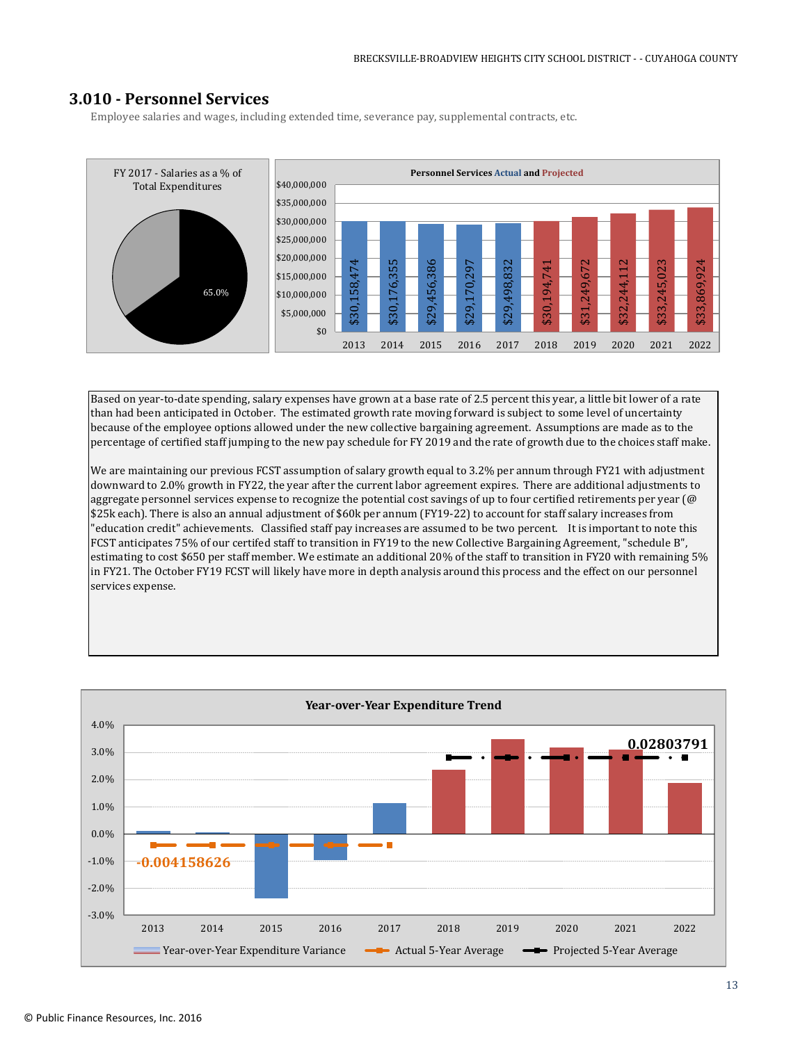## 3.010 - Personnel Services

Employee salaries and wages, including extended time, severance pay, supplemental contracts, etc.

FY 2017 - Salaries as a % of Total Expenditures

65.0%

Personnel Services Actual and Projected

| Year | Amount |
| --- | --- |
| 2013 | $30,158,474 |
| 2014 | $30,176,355 |
| 2015 | $29,456,386 |
| 2016 | $29,170,297 |
| 2017 | $29,498,832 |
| 2018 | $30,194,741 |
| 2019 | $31,249,672 |
| 2020 | $32,244,112 |
| 2021 | $33,245,023 |
| 2022 | $33,869,924 |

Based on year-to-date spending, salary expenses have grown at a base rate of 2.5 percent this year, a little bit lower of a rate than had been anticipated in October. The estimated growth rate moving forward is subject to some level of uncertainty because of the employee options allowed under the new collective bargaining agreement. Assumptions are made as to the percentage of certified staff jumping to the new pay schedule for FY 2019 and the rate of growth due to the choices staff make.

We are maintaining our previous FCST assumption of salary growth equal to 3.2% per annum through FY21 with adjustment downward to 2.0% growth in FY22, the year after the current labor agreement expires. There are additional adjustments to aggregate personnel services expense to recognize the potential cost savings of up to four certified retirements per year (@ $25k each). There is also an annual adjustment of $60k per annum (FY19-22) to account for staff salary increases from "education credit" achievements. Classified staff pay increases are assumed to be two percent. It is important to note this FCST anticipates 75% of our certifed staff to transition in FY19 to the new Collective Bargaining Agreement, "schedule B", estimating to cost $650 per staff member. We estimate an additional 20% of the staff to transition in FY20 with remaining 5% in FY21. The October FY19 FCST will likely have more in depth analysis around this process and the effect on our personnel services expense.

Year-over-Year Expenditure Trend

Actual 5-Year Average: -0.004158626

Projected 5-Year Average: 0.02803791

Legend: Year-over-Year Expenditure Variance; Actual 5-Year Average; Projected 5-Year Average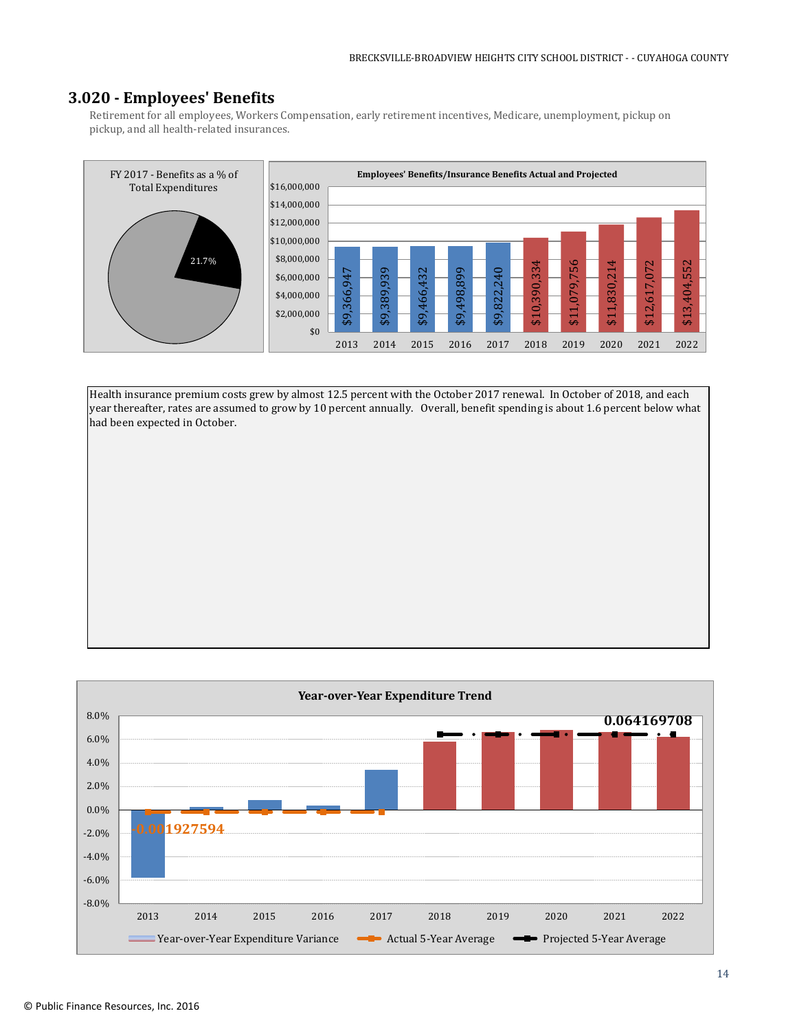## 3.020 - Employees' Benefits

Retirement for all employees, Workers Compensation, early retirement incentives, Medicare, unemployment, pickup on pickup, and all health-related insurances.

FY 2017 - Benefits as a % of Total Expenditures

21.7%

**Employees' Benefits/Insurance Benefits Actual and Projected**

| Year | Amount |
|---|---|
| 2013 | $9,366,947 |
| 2014 | $9,389,939 |
| 2015 | $9,466,432 |
| 2016 | $9,498,899 |
| 2017 | $9,822,240 |
| 2018 | $10,390,334 |
| 2019 | $11,079,756 |
| 2020 | $11,830,214 |
| 2021 | $12,617,072 |
| 2022 | $13,404,552 |

Health insurance premium costs grew by almost 12.5 percent with the October 2017 renewal. In October of 2018, and each year thereafter, rates are assumed to grow by 10 percent annually. Overall, benefit spending is about 1.6 percent below what had been expected in October.

**Year-over-Year Expenditure Trend**

Actual 5-Year Average: -0.001927594

Projected 5-Year Average: 0.064169708

Year-over-Year Expenditure Variance | Actual 5-Year Average | Projected 5-Year Average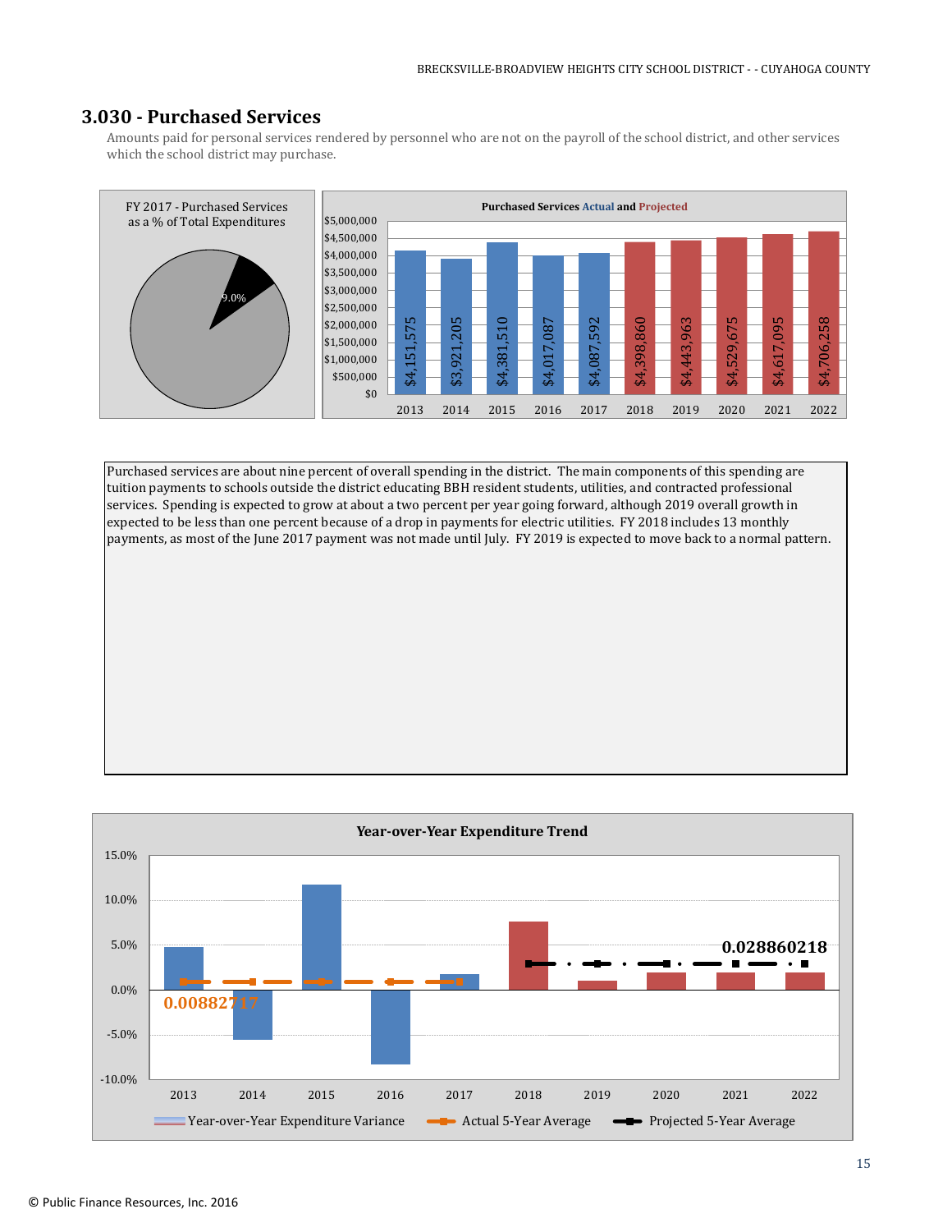## 3.030 - Purchased Services

Amounts paid for personal services rendered by personnel who are not on the payroll of the school district, and other services which the school district may purchase.

FY 2017 - Purchased Services as a % of Total Expenditures

9.0%

**Purchased Services Actual and Projected**

| Year | Amount |
|---|---|
| 2013 | $4,151,575 |
| 2014 | $3,921,205 |
| 2015 | $4,381,510 |
| 2016 | $4,017,087 |
| 2017 | $4,087,592 |
| 2018 | $4,398,860 |
| 2019 | $4,443,963 |
| 2020 | $4,529,675 |
| 2021 | $4,617,095 |
| 2022 | $4,706,258 |

Purchased services are about nine percent of overall spending in the district. The main components of this spending are tuition payments to schools outside the district educating BBH resident students, utilities, and contracted professional services. Spending is expected to grow at about a two percent per year going forward, although 2019 overall growth in expected to be less than one percent because of a drop in payments for electric utilities. FY 2018 includes 13 monthly payments, as most of the June 2017 payment was not made until July. FY 2019 is expected to move back to a normal pattern.

**Year-over-Year Expenditure Trend**

Actual 5-Year Average: 0.00882717

Projected 5-Year Average: 0.028860218

Legend: Year-over-Year Expenditure Variance; Actual 5-Year Average; Projected 5-Year Average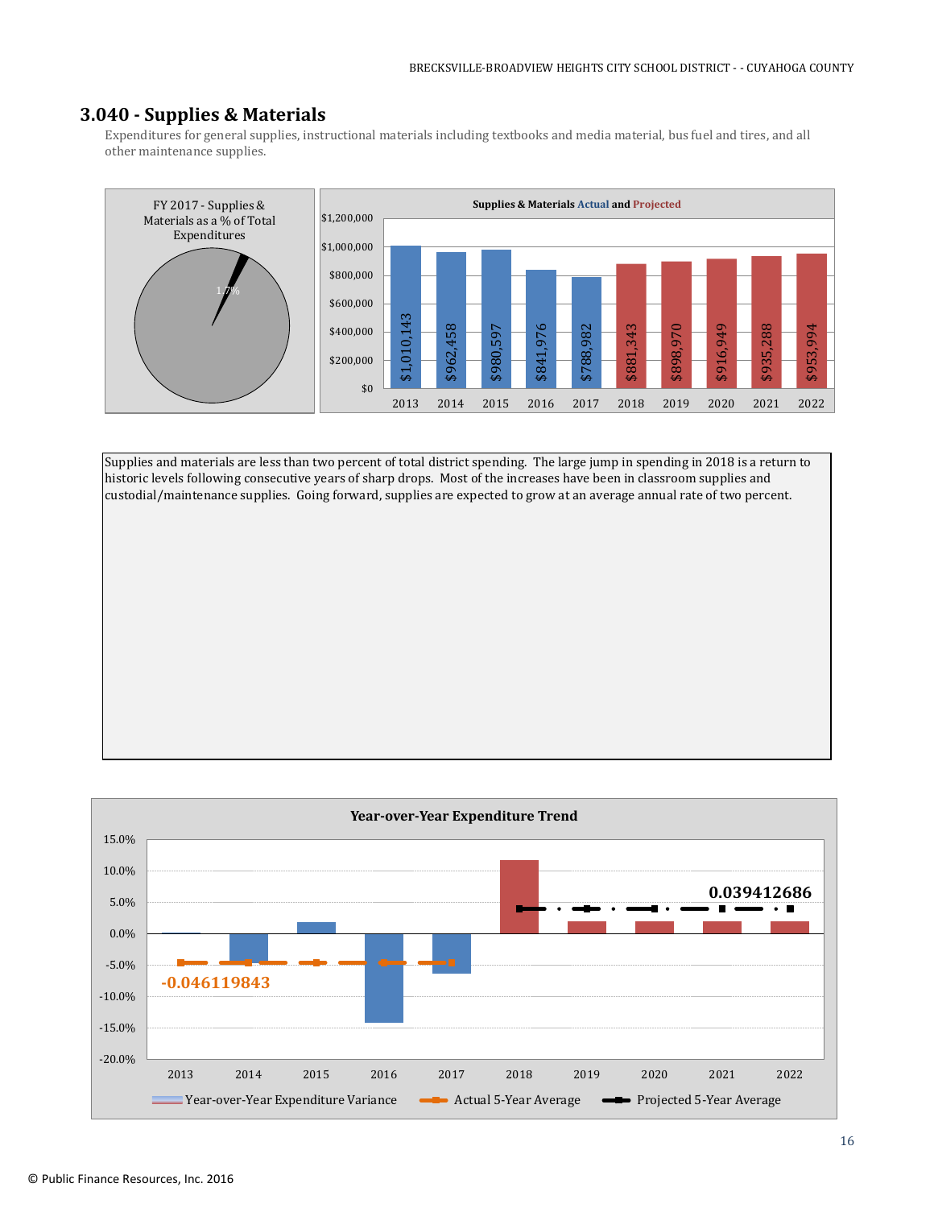## 3.040 - Supplies & Materials

Expenditures for general supplies, instructional materials including textbooks and media material, bus fuel and tires, and all other maintenance supplies.

**FY 2017 - Supplies & Materials as a % of Total Expenditures**

1.7%

**Supplies & Materials Actual and Projected**

| Year | Amount |
|---|---|
| 2013 | $1,010,143 |
| 2014 | $962,458 |
| 2015 | $980,597 |
| 2016 | $841,976 |
| 2017 | $788,982 |
| 2018 | $881,343 |
| 2019 | $898,970 |
| 2020 | $916,949 |
| 2021 | $935,288 |
| 2022 | $953,994 |

Supplies and materials are less than two percent of total district spending. The large jump in spending in 2018 is a return to historic levels following consecutive years of sharp drops. Most of the increases have been in classroom supplies and custodial/maintenance supplies. Going forward, supplies are expected to grow at an average annual rate of two percent.

**Year-over-Year Expenditure Trend**

Actual 5-Year Average: -0.046119843

Projected 5-Year Average: 0.039412686

Legend: Year-over-Year Expenditure Variance; Actual 5-Year Average; Projected 5-Year Average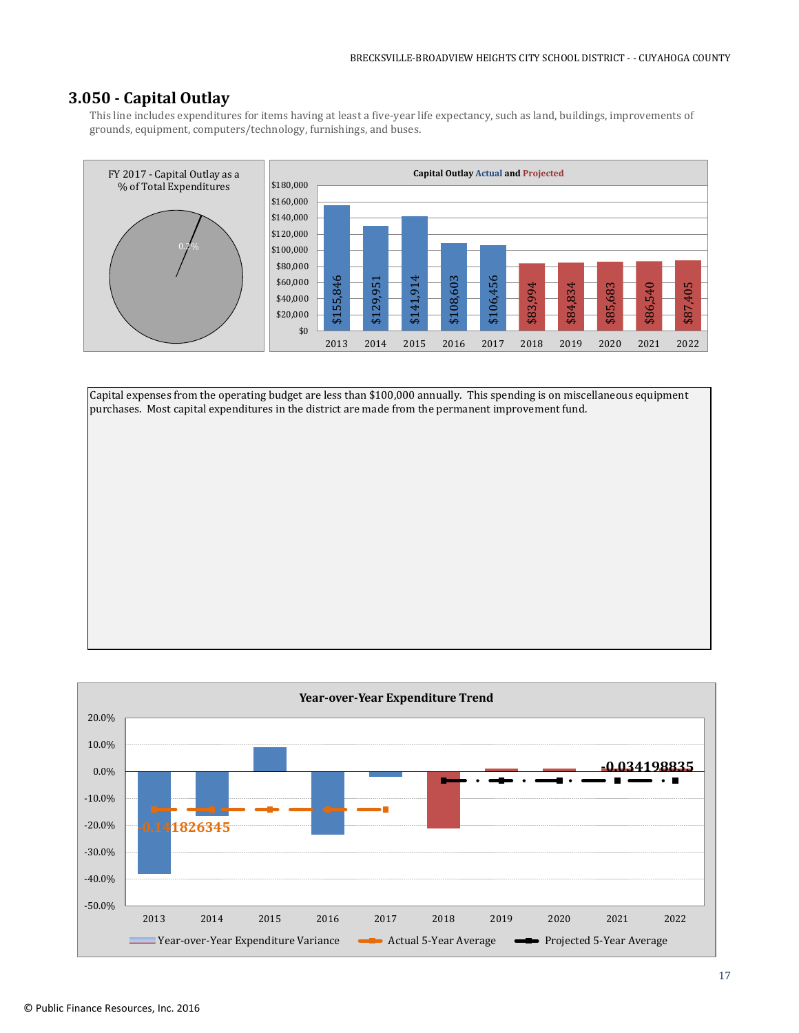## 3.050 - Capital Outlay

This line includes expenditures for items having at least a five-year life expectancy, such as land, buildings, improvements of grounds, equipment, computers/technology, furnishings, and buses.

FY 2017 - Capital Outlay as a % of Total Expenditures

0.2%

**Capital Outlay Actual and Projected**

| Year | Amount |
|---|---|
| 2013 | $155,846 |
| 2014 | $129,951 |
| 2015 | $141,914 |
| 2016 | $108,603 |
| 2017 | $106,456 |
| 2018 | $83,994 |
| 2019 | $84,834 |
| 2020 | $85,683 |
| 2021 | $86,540 |
| 2022 | $87,405 |

Capital expenses from the operating budget are less than $100,000 annually. This spending is on miscellaneous equipment purchases. Most capital expenditures in the district are made from the permanent improvement fund.

**Year-over-Year Expenditure Trend**

Actual 5-Year Average: -0.141826345

Projected 5-Year Average: -0.034198835

Year-over-Year Expenditure Variance | Actual 5-Year Average | Projected 5-Year Average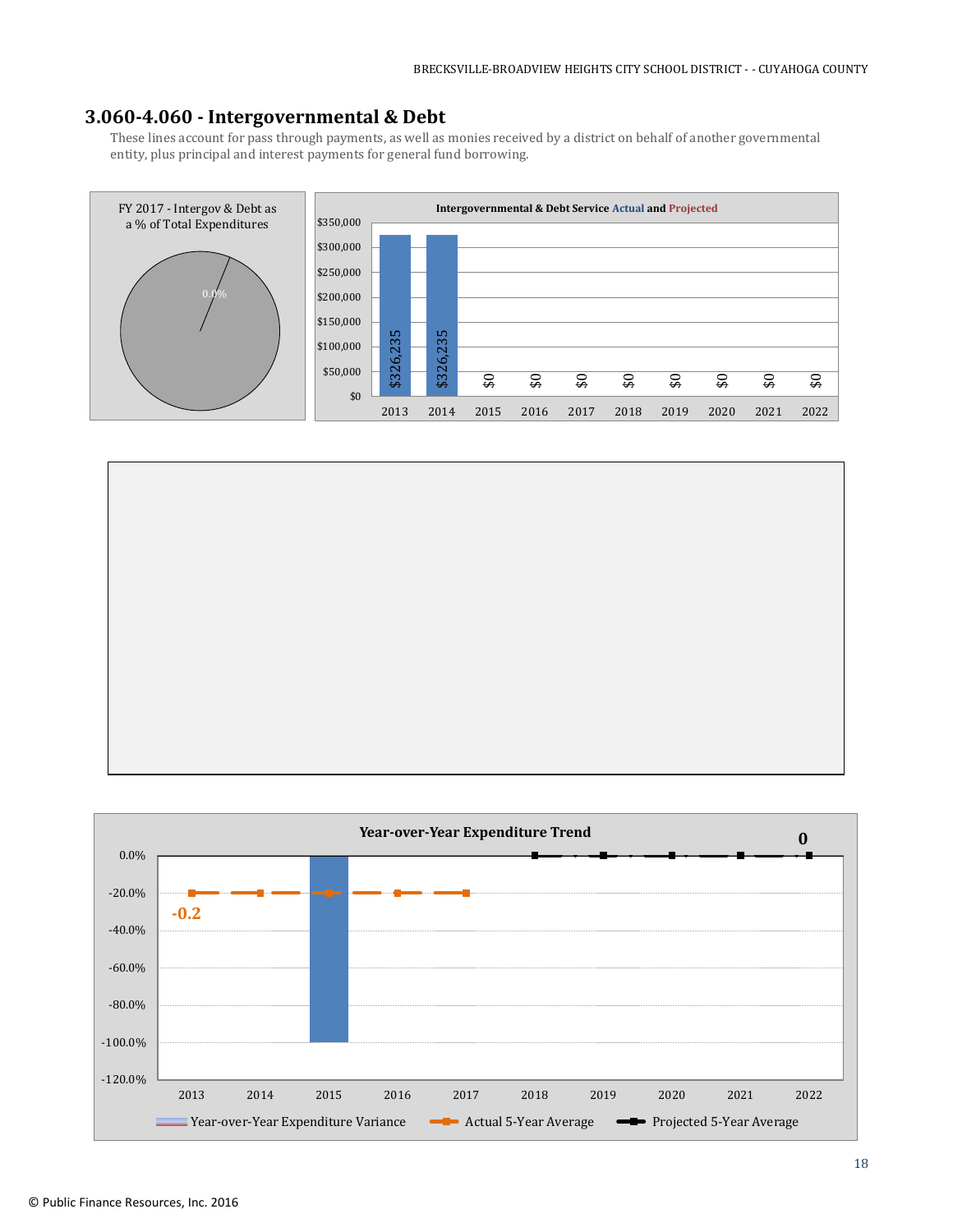## 3.060-4.060 - Intergovernmental & Debt

These lines account for pass through payments, as well as monies received by a district on behalf of another governmental entity, plus principal and interest payments for general fund borrowing.

FY 2017 - Intergov & Debt as a % of Total Expenditures

0.0%

**Intergovernmental & Debt Service Actual and Projected**

| Year | Amount |
|---|---|
| 2013 | $326,235 |
| 2014 | $326,235 |
| 2015 | $0 |
| 2016 | $0 |
| 2017 | $0 |
| 2018 | $0 |
| 2019 | $0 |
| 2020 | $0 |
| 2021 | $0 |
| 2022 | $0 |

**Year-over-Year Expenditure Trend**

Actual 5-Year Average: -0.2

Projected 5-Year Average: 0

Year-over-Year Expenditure Variance | Actual 5-Year Average | Projected 5-Year Average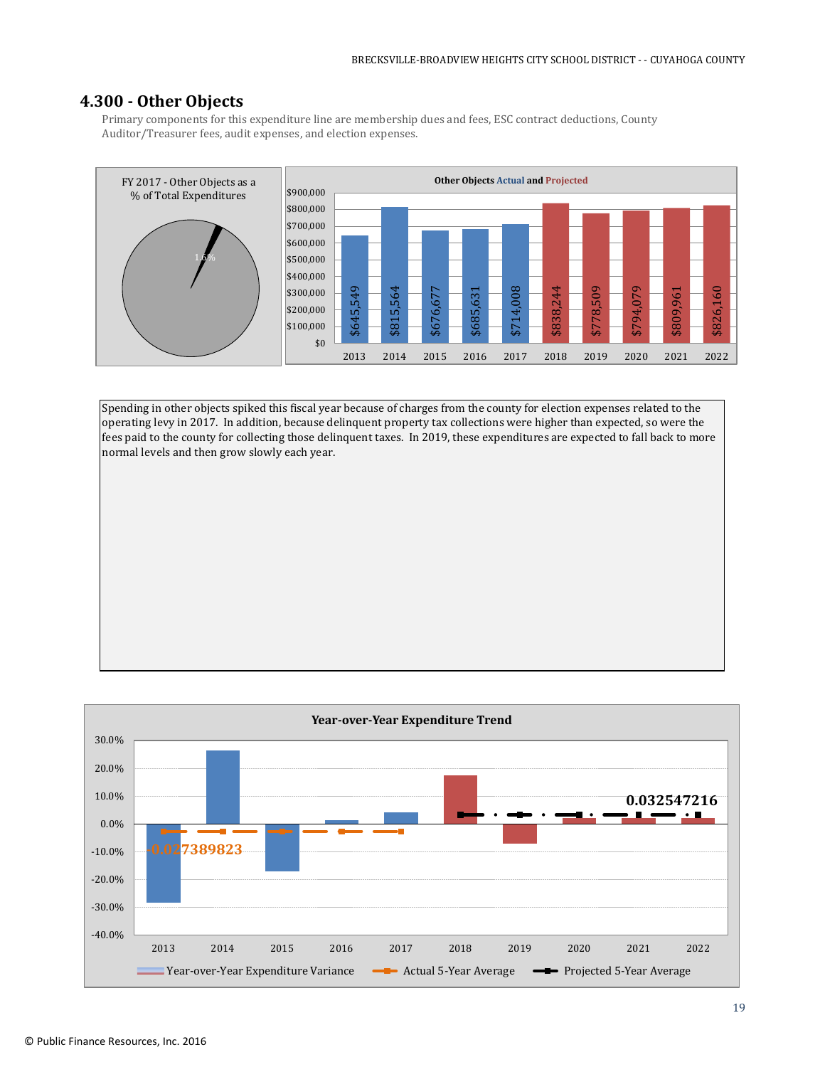## 4.300 - Other Objects

Primary components for this expenditure line are membership dues and fees, ESC contract deductions, County Auditor/Treasurer fees, audit expenses, and election expenses.

FY 2017 - Other Objects as a % of Total Expenditures

1.6%

**Other Objects Actual and Projected**

| Year | Amount |
|---|---|
| 2013 | $645,549 |
| 2014 | $815,564 |
| 2015 | $676,677 |
| 2016 | $685,631 |
| 2017 | $714,008 |
| 2018 | $838,244 |
| 2019 | $778,509 |
| 2020 | $794,079 |
| 2021 | $809,961 |
| 2022 | $826,160 |

Spending in other objects spiked this fiscal year because of charges from the county for election expenses related to the operating levy in 2017. In addition, because delinquent property tax collections were higher than expected, so were the fees paid to the county for collecting those delinquent taxes. In 2019, these expenditures are expected to fall back to more normal levels and then grow slowly each year.

**Year-over-Year Expenditure Trend**

Actual 5-Year Average: -0.027389823

Projected 5-Year Average: 0.032547216

Legend: Year-over-Year Expenditure Variance; Actual 5-Year Average; Projected 5-Year Average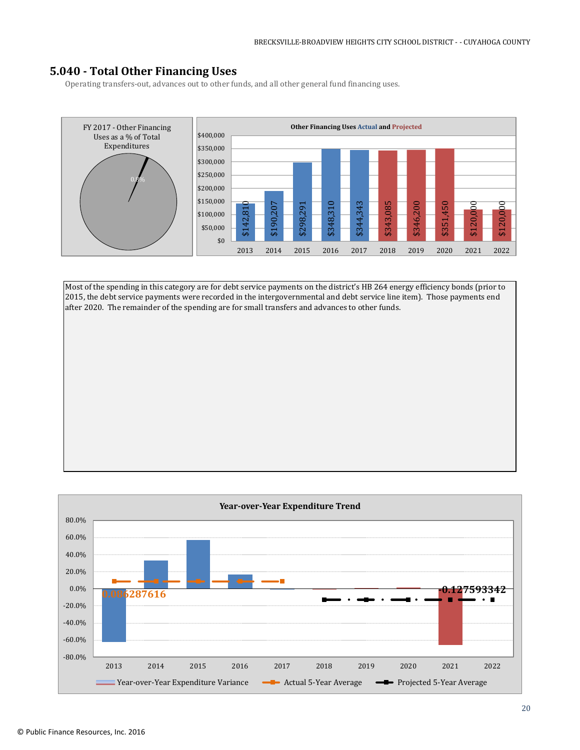## 5.040 - Total Other Financing Uses

Operating transfers-out, advances out to other funds, and all other general fund financing uses.

FY 2017 - Other Financing Uses as a % of Total Expenditures

0.8%

**Other Financing Uses Actual and Projected**

| Year | Amount |
|---|---|
| 2013 | $142,810 |
| 2014 | $190,207 |
| 2015 | $298,291 |
| 2016 | $348,310 |
| 2017 | $344,343 |
| 2018 | $343,085 |
| 2019 | $346,200 |
| 2020 | $351,450 |
| 2021 | $120,000 |
| 2022 | $120,000 |

Most of the spending in this category are for debt service payments on the district's HB 264 energy efficiency bonds (prior to 2015, the debt service payments were recorded in the intergovernmental and debt service line item). Those payments end after 2020. The remainder of the spending are for small transfers and advances to other funds.

**Year-over-Year Expenditure Trend**

Actual 5-Year Average: 0.086287616

Projected 5-Year Average: -0.127593342

Legend: Year-over-Year Expenditure Variance; Actual 5-Year Average; Projected 5-Year Average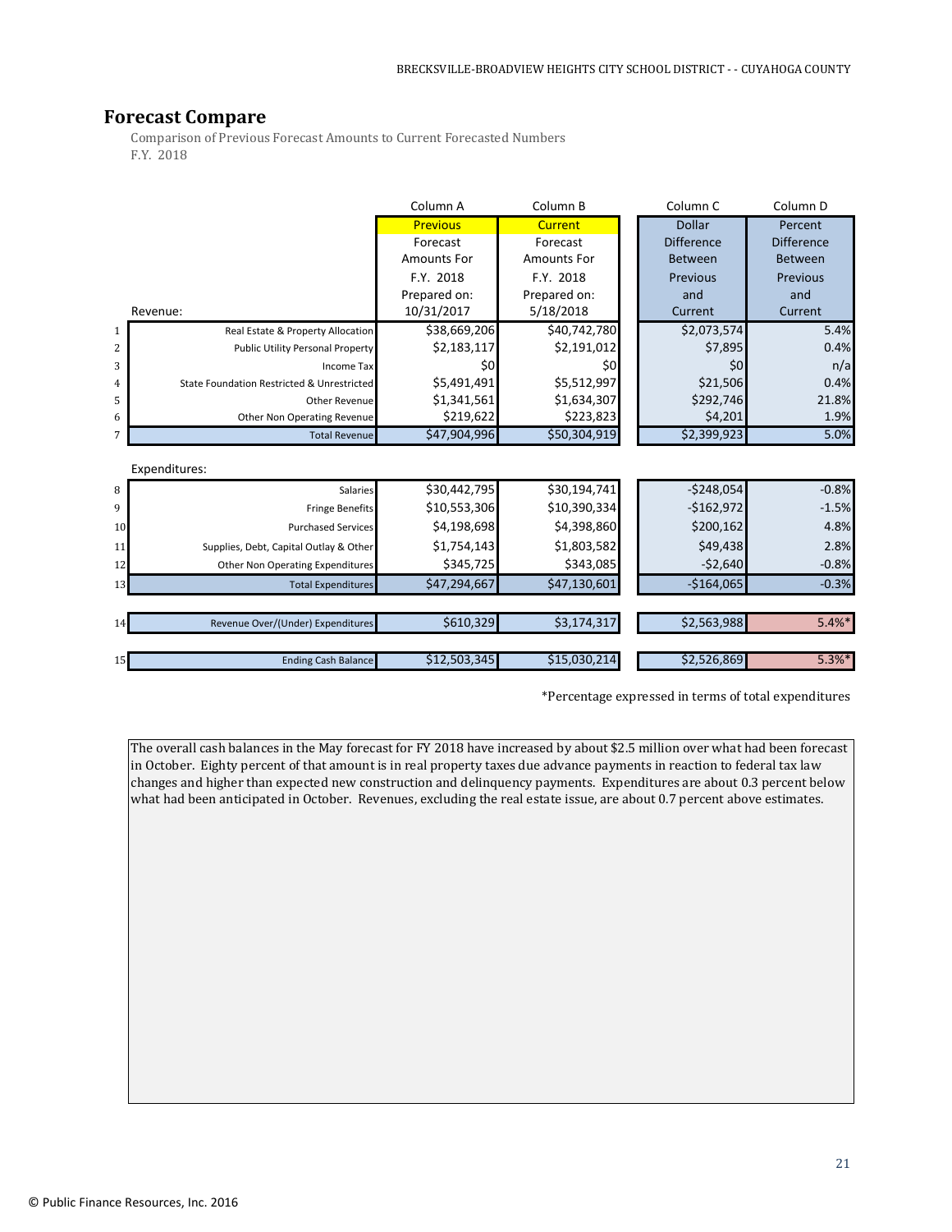## Forecast Compare

Comparison of Previous Forecast Amounts to Current Forecasted Numbers
F.Y. 2018

| | | Column A | Column B | Column C | Column D |
|---|---|---|---|---|---|
| | | Previous Forecast Amounts For F.Y. 2018 Prepared on: 10/31/2017 | Current Forecast Amounts For F.Y. 2018 Prepared on: 5/18/2018 | Dollar Difference Between Previous and Current | Percent Difference Between Previous and Current |
| | **Revenue:** | | | | |
| 1 | Real Estate & Property Allocation | $38,669,206 | $40,742,780 | $2,073,574 | 5.4% |
| 2 | Public Utility Personal Property | $2,183,117 | $2,191,012 | $7,895 | 0.4% |
| 3 | Income Tax | $0 | $0 | $0 | n/a |
| 4 | State Foundation Restricted & Unrestricted | $5,491,491 | $5,512,997 | $21,506 | 0.4% |
| 5 | Other Revenue | $1,341,561 | $1,634,307 | $292,746 | 21.8% |
| 6 | Other Non Operating Revenue | $219,622 | $223,823 | $4,201 | 1.9% |
| 7 | Total Revenue | $47,904,996 | $50,304,919 | $2,399,923 | 5.0% |
| | **Expenditures:** | | | | |
| 8 | Salaries | $30,442,795 | $30,194,741 | -$248,054 | -0.8% |
| 9 | Fringe Benefits | $10,553,306 | $10,390,334 | -$162,972 | -1.5% |
| 10 | Purchased Services | $4,198,698 | $4,398,860 | $200,162 | 4.8% |
| 11 | Supplies, Debt, Capital Outlay & Other | $1,754,143 | $1,803,582 | $49,438 | 2.8% |
| 12 | Other Non Operating Expenditures | $345,725 | $343,085 | -$2,640 | -0.8% |
| 13 | Total Expenditures | $47,294,667 | $47,130,601 | -$164,065 | -0.3% |
| 14 | Revenue Over/(Under) Expenditures | $610,329 | $3,174,317 | $2,563,988 | 5.4%* |
| 15 | Ending Cash Balance | $12,503,345 | $15,030,214 | $2,526,869 | 5.3%* |

*Percentage expressed in terms of total expenditures

The overall cash balances in the May forecast for FY 2018 have increased by about $2.5 million over what had been forecast in October. Eighty percent of that amount is in real property taxes due advance payments in reaction to federal tax law changes and higher than expected new construction and delinquency payments. Expenditures are about 0.3 percent below what had been anticipated in October. Revenues, excluding the real estate issue, are about 0.7 percent above estimates.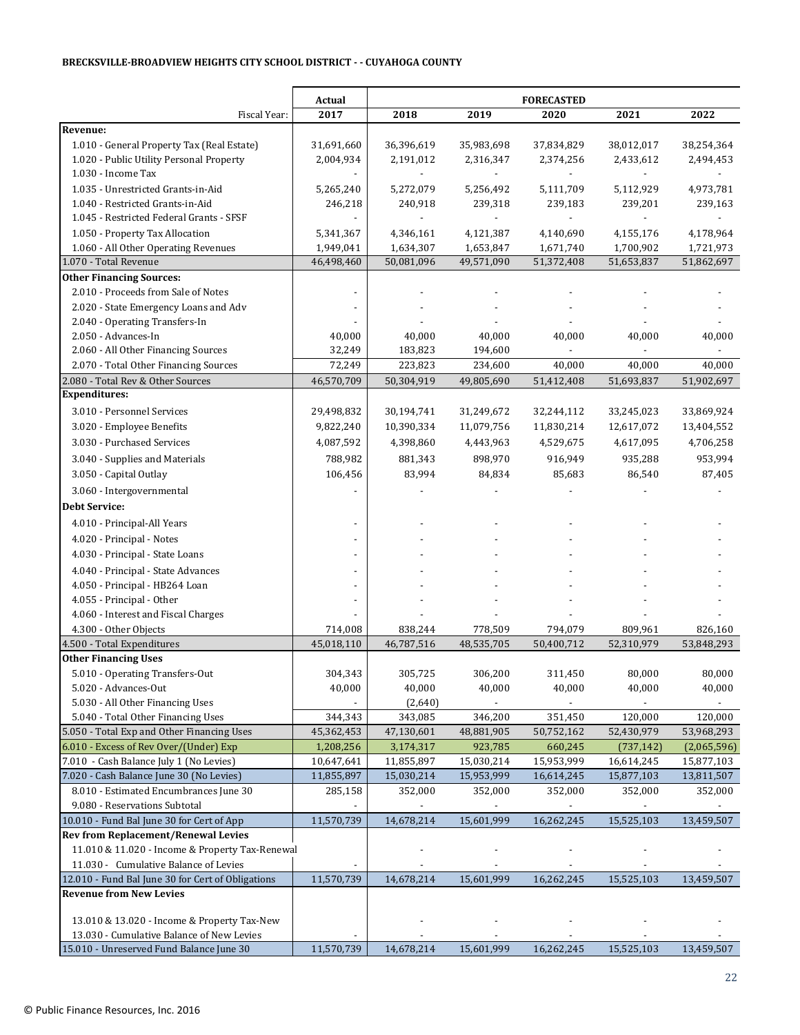**BRECKSVILLE-BROADVIEW HEIGHTS CITY SCHOOL DISTRICT - - CUYAHOGA COUNTY**

| | Actual | FORECASTED | | | | |
|---|---|---|---|---|---|---|
| Fiscal Year: | 2017 | 2018 | 2019 | 2020 | 2021 | 2022 |
| **Revenue:** | | | | | | |
| 1.010 - General Property Tax (Real Estate) | 31,691,660 | 36,396,619 | 35,983,698 | 37,834,829 | 38,012,017 | 38,254,364 |
| 1.020 - Public Utility Personal Property | 2,004,934 | 2,191,012 | 2,316,347 | 2,374,256 | 2,433,612 | 2,494,453 |
| 1.030 - Income Tax | - | - | - | - | - | - |
| 1.035 - Unrestricted Grants-in-Aid | 5,265,240 | 5,272,079 | 5,256,492 | 5,111,709 | 5,112,929 | 4,973,781 |
| 1.040 - Restricted Grants-in-Aid | 246,218 | 240,918 | 239,318 | 239,183 | 239,201 | 239,163 |
| 1.045 - Restricted Federal Grants - SFSF | - | - | - | - | - | - |
| 1.050 - Property Tax Allocation | 5,341,367 | 4,346,161 | 4,121,387 | 4,140,690 | 4,155,176 | 4,178,964 |
| 1.060 - All Other Operating Revenues | 1,949,041 | 1,634,307 | 1,653,847 | 1,671,740 | 1,700,902 | 1,721,973 |
| 1.070 - Total Revenue | 46,498,460 | 50,081,096 | 49,571,090 | 51,372,408 | 51,653,837 | 51,862,697 |
| **Other Financing Sources:** | | | | | | |
| 2.010 - Proceeds from Sale of Notes | - | - | - | - | - | - |
| 2.020 - State Emergency Loans and Adv | - | - | - | - | - | - |
| 2.040 - Operating Transfers-In | - | - | - | - | - | - |
| 2.050 - Advances-In | 40,000 | 40,000 | 40,000 | 40,000 | 40,000 | 40,000 |
| 2.060 - All Other Financing Sources | 32,249 | 183,823 | 194,600 | - | - | - |
| 2.070 - Total Other Financing Sources | 72,249 | 223,823 | 234,600 | 40,000 | 40,000 | 40,000 |
| 2.080 - Total Rev & Other Sources | 46,570,709 | 50,304,919 | 49,805,690 | 51,412,408 | 51,693,837 | 51,902,697 |
| **Expenditures:** | | | | | | |
| 3.010 - Personnel Services | 29,498,832 | 30,194,741 | 31,249,672 | 32,244,112 | 33,245,023 | 33,869,924 |
| 3.020 - Employee Benefits | 9,822,240 | 10,390,334 | 11,079,756 | 11,830,214 | 12,617,072 | 13,404,552 |
| 3.030 - Purchased Services | 4,087,592 | 4,398,860 | 4,443,963 | 4,529,675 | 4,617,095 | 4,706,258 |
| 3.040 - Supplies and Materials | 788,982 | 881,343 | 898,970 | 916,949 | 935,288 | 953,994 |
| 3.050 - Capital Outlay | 106,456 | 83,994 | 84,834 | 85,683 | 86,540 | 87,405 |
| 3.060 - Intergovernmental | - | - | - | - | - | - |
| **Debt Service:** | | | | | | |
| 4.010 - Principal-All Years | - | - | - | - | - | - |
| 4.020 - Principal - Notes | - | - | - | - | - | - |
| 4.030 - Principal - State Loans | - | - | - | - | - | - |
| 4.040 - Principal - State Advances | - | - | - | - | - | - |
| 4.050 - Principal - HB264 Loan | - | - | - | - | - | - |
| 4.055 - Principal - Other | - | - | - | - | - | - |
| 4.060 - Interest and Fiscal Charges | - | - | - | - | - | - |
| 4.300 - Other Objects | 714,008 | 838,244 | 778,509 | 794,079 | 809,961 | 826,160 |
| 4.500 - Total Expenditures | 45,018,110 | 46,787,516 | 48,535,705 | 50,400,712 | 52,310,979 | 53,848,293 |
| **Other Financing Uses** | | | | | | |
| 5.010 - Operating Transfers-Out | 304,343 | 305,725 | 306,200 | 311,450 | 80,000 | 80,000 |
| 5.020 - Advances-Out | 40,000 | 40,000 | 40,000 | 40,000 | 40,000 | 40,000 |
| 5.030 - All Other Financing Uses | - | (2,640) | - | - | - | - |
| 5.040 - Total Other Financing Uses | 344,343 | 343,085 | 346,200 | 351,450 | 120,000 | 120,000 |
| 5.050 - Total Exp and Other Financing Uses | 45,362,453 | 47,130,601 | 48,881,905 | 50,752,162 | 52,430,979 | 53,968,293 |
| 6.010 - Excess of Rev Over/(Under) Exp | 1,208,256 | 3,174,317 | 923,785 | 660,245 | (737,142) | (2,065,596) |
| 7.010 - Cash Balance July 1 (No Levies) | 10,647,641 | 11,855,897 | 15,030,214 | 15,953,999 | 16,614,245 | 15,877,103 |
| 7.020 - Cash Balance June 30 (No Levies) | 11,855,897 | 15,030,214 | 15,953,999 | 16,614,245 | 15,877,103 | 13,811,507 |
| 8.010 - Estimated Encumbrances June 30 | 285,158 | 352,000 | 352,000 | 352,000 | 352,000 | 352,000 |
| 9.080 - Reservations Subtotal | - | - | - | - | - | - |
| 10.010 - Fund Bal June 30 for Cert of App | 11,570,739 | 14,678,214 | 15,601,999 | 16,262,245 | 15,525,103 | 13,459,507 |
| **Rev from Replacement/Renewal Levies** | | | | | | |
| 11.010 & 11.020 - Income & Property Tax-Renewal | | - | - | - | - | - |
| 11.030 - Cumulative Balance of Levies | - | - | - | - | - | - |
| 12.010 - Fund Bal June 30 for Cert of Obligations | 11,570,739 | 14,678,214 | 15,601,999 | 16,262,245 | 15,525,103 | 13,459,507 |
| **Revenue from New Levies** | | | | | | |
| 13.010 & 13.020 - Income & Property Tax-New | | - | - | - | - | - |
| 13.030 - Cumulative Balance of New Levies | - | - | - | - | - | - |
| 15.010 - Unreserved Fund Balance June 30 | 11,570,739 | 14,678,214 | 15,601,999 | 16,262,245 | 15,525,103 | 13,459,507 |

© Public Finance Resources, Inc. 2016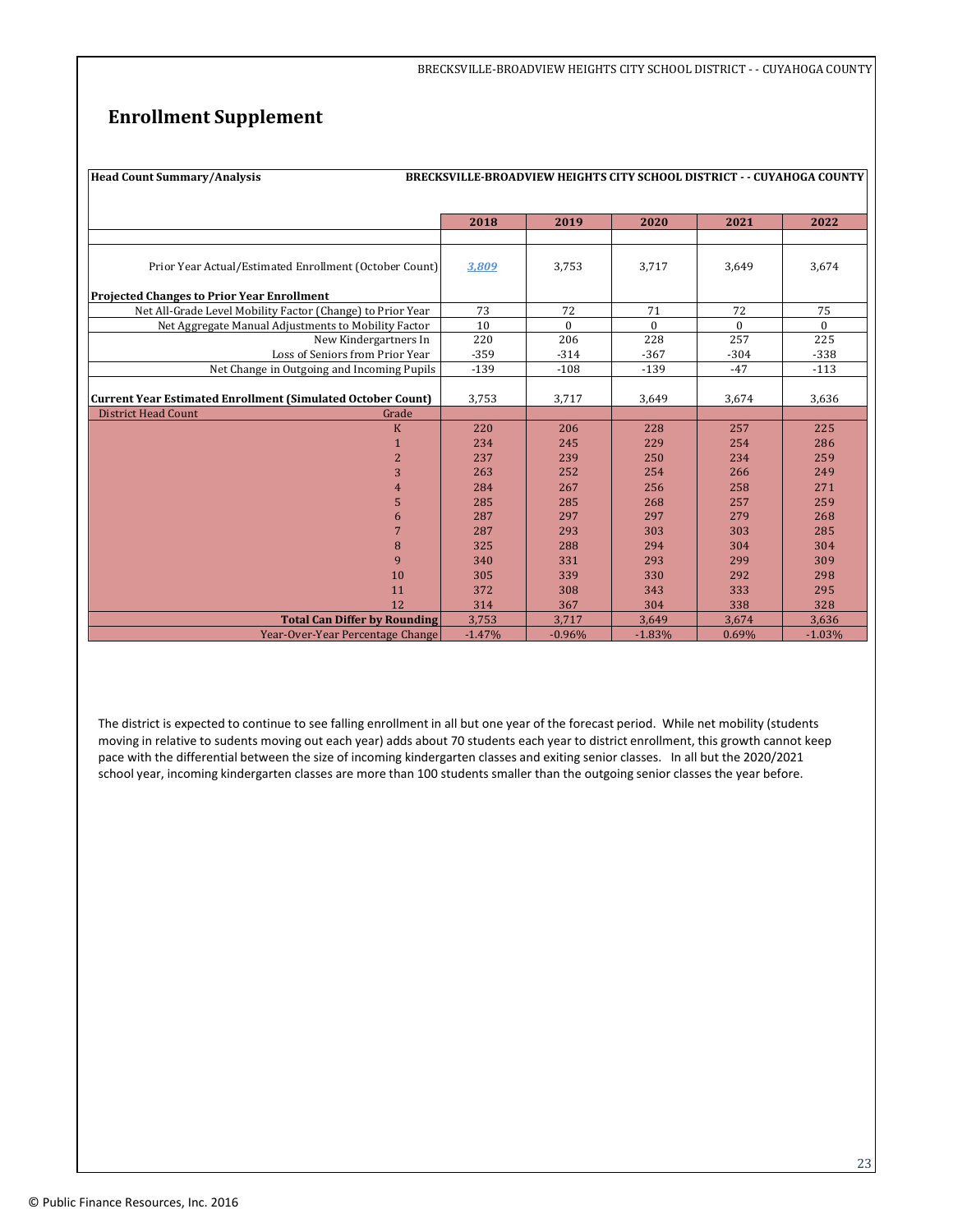# Enrollment Supplement

| Head Count Summary/Analysis | BRECKSVILLE-BROADVIEW HEIGHTS CITY SCHOOL DISTRICT - - CUYAHOGA COUNTY | | | | |
|---|---|---|---|---|---|
| | 2018 | 2019 | 2020 | 2021 | 2022 |
| Prior Year Actual/Estimated Enrollment (October Count) | *3,809* | 3,753 | 3,717 | 3,649 | 3,674 |
| **Projected Changes to Prior Year Enrollment** | | | | | |
| Net All-Grade Level Mobility Factor (Change) to Prior Year | 73 | 72 | 71 | 72 | 75 |
| Net Aggregate Manual Adjustments to Mobility Factor | 10 | 0 | 0 | 0 | 0 |
| New Kindergartners In | 220 | 206 | 228 | 257 | 225 |
| Loss of Seniors from Prior Year | -359 | -314 | -367 | -304 | -338 |
| Net Change in Outgoing and Incoming Pupils | -139 | -108 | -139 | -47 | -113 |
| **Current Year Estimated Enrollment (Simulated October Count)** | 3,753 | 3,717 | 3,649 | 3,674 | 3,636 |
| District Head Count — Grade | | | | | |
| K | 220 | 206 | 228 | 257 | 225 |
| 1 | 234 | 245 | 229 | 254 | 286 |
| 2 | 237 | 239 | 250 | 234 | 259 |
| 3 | 263 | 252 | 254 | 266 | 249 |
| 4 | 284 | 267 | 256 | 258 | 271 |
| 5 | 285 | 285 | 268 | 257 | 259 |
| 6 | 287 | 297 | 297 | 279 | 268 |
| 7 | 287 | 293 | 303 | 303 | 285 |
| 8 | 325 | 288 | 294 | 304 | 304 |
| 9 | 340 | 331 | 293 | 299 | 309 |
| 10 | 305 | 339 | 330 | 292 | 298 |
| 11 | 372 | 308 | 343 | 333 | 295 |
| 12 | 314 | 367 | 304 | 338 | 328 |
| **Total Can Differ by Rounding** | 3,753 | 3,717 | 3,649 | 3,674 | 3,636 |
| Year-Over-Year Percentage Change | -1.47% | -0.96% | -1.83% | 0.69% | -1.03% |

The district is expected to continue to see falling enrollment in all but one year of the forecast period. While net mobility (students moving in relative to sudents moving out each year) adds about 70 students each year to district enrollment, this growth cannot keep pace with the differential between the size of incoming kindergarten classes and exiting senior classes. In all but the 2020/2021 school year, incoming kindergarten classes are more than 100 students smaller than the outgoing senior classes the year before.

© Public Finance Resources, Inc. 2016